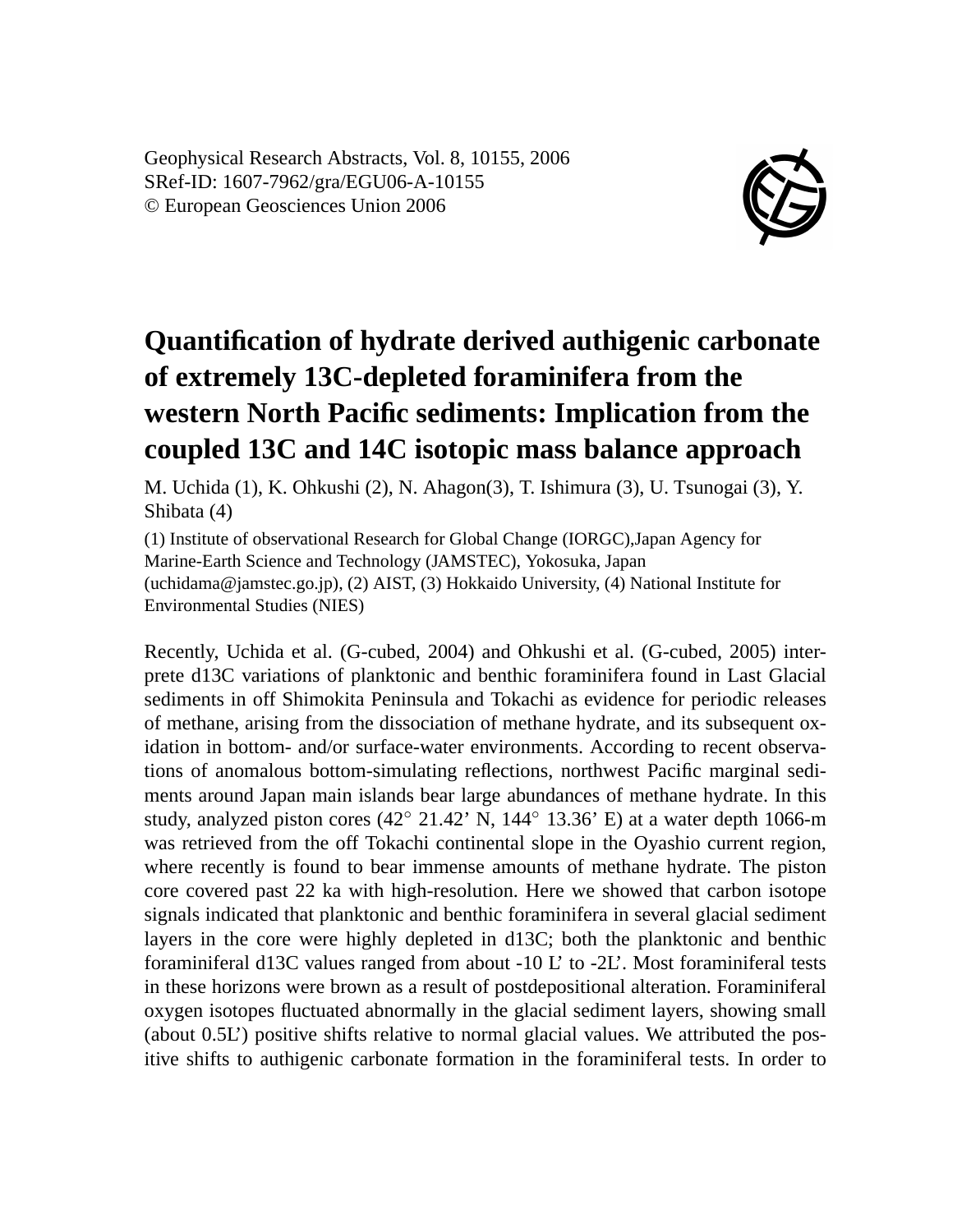Geophysical Research Abstracts, Vol. 8, 10155, 2006

SRef-ID: 1607-7962/gra/EGU06-A-10155

© European Geosciences Union 2006

# Quantification of hydrate derived authigenic carbonate of extremely 13C-depleted foraminifera from the western North Pacific sediments: Implication from the coupled 13C and 14C isotopic mass balance approach

M. Uchida (1), K. Ohkushi (2), N. Ahagon(3), T. Ishimura (3), U. Tsunogai (3), Y. Shibata (4)

(1) Institute of observational Research for Global Change (IORGC),Japan Agency for Marine-Earth Science and Technology (JAMSTEC), Yokosuka, Japan (uchidama@jamstec.go.jp), (2) AIST, (3) Hokkaido University, (4) National Institute for Environmental Studies (NIES)

Recently, Uchida et al. (G-cubed, 2004) and Ohkushi et al. (G-cubed, 2005) interprete d13C variations of planktonic and benthic foraminifera found in Last Glacial sediments in off Shimokita Peninsula and Tokachi as evidence for periodic releases of methane, arising from the dissociation of methane hydrate, and its subsequent oxidation in bottom- and/or surface-water environments. According to recent observations of anomalous bottom-simulating reflections, northwest Pacific marginal sediments around Japan main islands bear large abundances of methane hydrate. In this study, analyzed piston cores (42° 21.42' N, 144° 13.36' E) at a water depth 1066-m was retrieved from the off Tokachi continental slope in the Oyashio current region, where recently is found to bear immense amounts of methane hydrate. The piston core covered past 22 ka with high-resolution. Here we showed that carbon isotope signals indicated that planktonic and benthic foraminifera in several glacial sediment layers in the core were highly depleted in d13C; both the planktonic and benthic foraminiferal d13C values ranged from about -10 L' to -2L'. Most foraminiferal tests in these horizons were brown as a result of postdepositional alteration. Foraminiferal oxygen isotopes fluctuated abnormally in the glacial sediment layers, showing small (about 0.5L') positive shifts relative to normal glacial values. We attributed the positive shifts to authigenic carbonate formation in the foraminiferal tests. In order to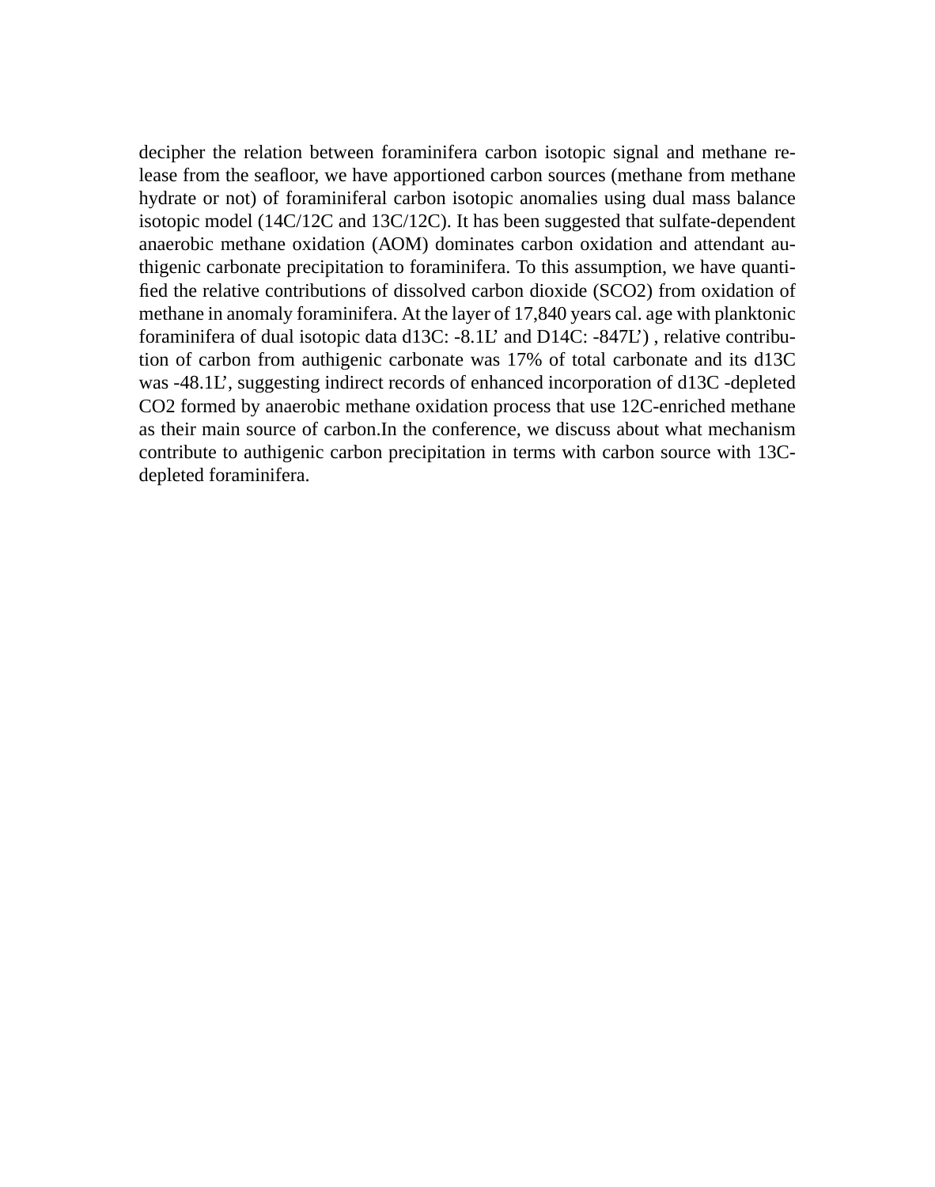decipher the relation between foraminifera carbon isotopic signal and methane release from the seafloor, we have apportioned carbon sources (methane from methane hydrate or not) of foraminiferal carbon isotopic anomalies using dual mass balance isotopic model (14C/12C and 13C/12C). It has been suggested that sulfate-dependent anaerobic methane oxidation (AOM) dominates carbon oxidation and attendant authigenic carbonate precipitation to foraminifera. To this assumption, we have quantified the relative contributions of dissolved carbon dioxide (SCO2) from oxidation of methane in anomaly foraminifera. At the layer of 17,840 years cal. age with planktonic foraminifera of dual isotopic data d13C: -8.1L' and D14C: -847L') , relative contribution of carbon from authigenic carbonate was 17% of total carbonate and its d13C was -48.1L', suggesting indirect records of enhanced incorporation of d13C -depleted CO2 formed by anaerobic methane oxidation process that use 12C-enriched methane as their main source of carbon.In the conference, we discuss about what mechanism contribute to authigenic carbon precipitation in terms with carbon source with 13C-depleted foraminifera.